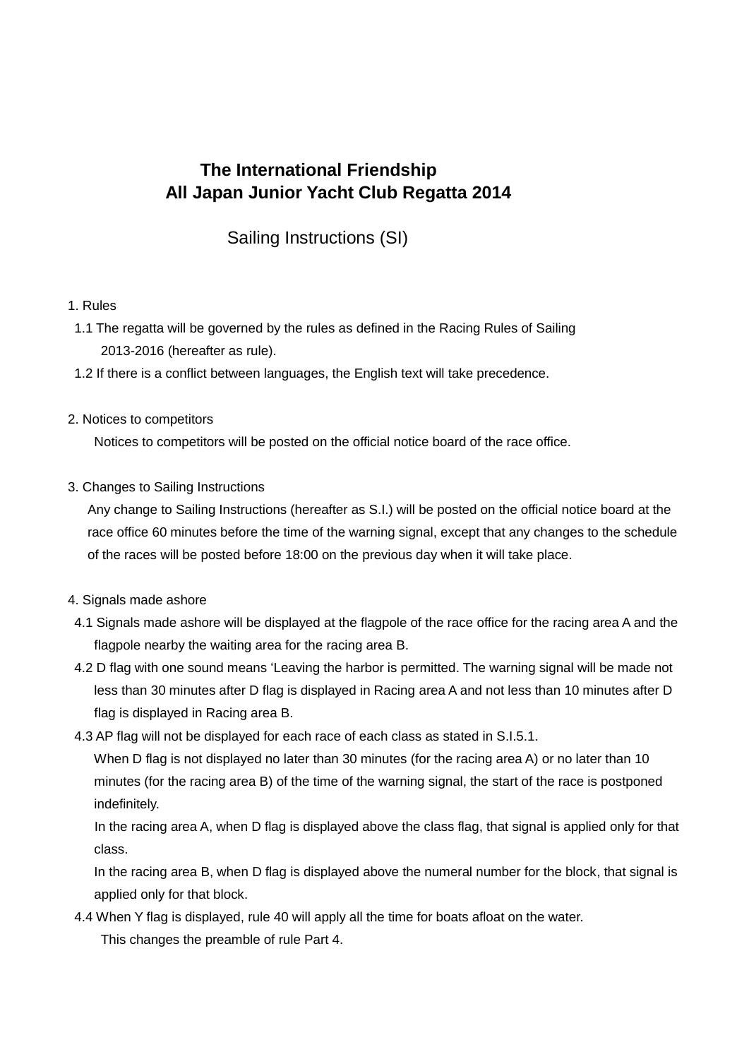# The International Friendship
# All Japan Junior Yacht Club Regatta 2014

## Sailing Instructions (SI)

1. Rules

1.1 The regatta will be governed by the rules as defined in the Racing Rules of Sailing 2013-2016 (hereafter as rule).

1.2 If there is a conflict between languages, the English text will take precedence.

2. Notices to competitors

Notices to competitors will be posted on the official notice board of the race office.

3. Changes to Sailing Instructions

Any change to Sailing Instructions (hereafter as S.I.) will be posted on the official notice board at the race office 60 minutes before the time of the warning signal, except that any changes to the schedule of the races will be posted before 18:00 on the previous day when it will take place.

4. Signals made ashore

4.1 Signals made ashore will be displayed at the flagpole of the race office for the racing area A and the flagpole nearby the waiting area for the racing area B.

4.2 D flag with one sound means ‘Leaving the harbor is permitted. The warning signal will be made not less than 30 minutes after D flag is displayed in Racing area A and not less than 10 minutes after D flag is displayed in Racing area B.

4.3 AP flag will not be displayed for each race of each class as stated in S.I.5.1.

When D flag is not displayed no later than 30 minutes (for the racing area A) or no later than 10 minutes (for the racing area B) of the time of the warning signal, the start of the race is postponed indefinitely.

In the racing area A, when D flag is displayed above the class flag, that signal is applied only for that class.

In the racing area B, when D flag is displayed above the numeral number for the block, that signal is applied only for that block.

4.4 When Y flag is displayed, rule 40 will apply all the time for boats afloat on the water.

This changes the preamble of rule Part 4.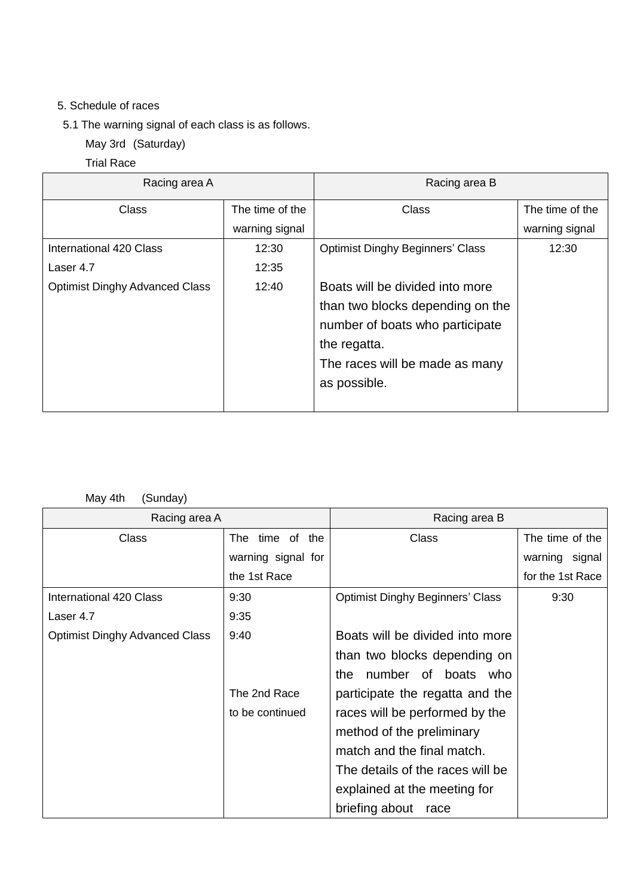5. Schedule of races

5.1 The warning signal of each class is as follows.

May 3rd (Saturday)

Trial Race

| Racing area A | | Racing area B | |
|---|---|---|---|
| Class | The time of the warning signal | Class | The time of the warning signal |
| International 420 Class<br>Laser 4.7<br>Optimist Dinghy Advanced Class | 12:30<br>12:35<br>12:40 | Optimist Dinghy Beginners' Class<br><br>Boats will be divided into more than two blocks depending on the number of boats who participate the regatta.<br>The races will be made as many as possible. | 12:30 |

May 4th (Sunday)

| Racing area A | | Racing area B | |
|---|---|---|---|
| Class | The time of the warning signal for the 1st Race | Class | The time of the warning signal for the 1st Race |
| International 420 Class<br>Laser 4.7<br>Optimist Dinghy Advanced Class | 9:30<br>9:35<br>9:40<br><br>The 2nd Race to be continued | Optimist Dinghy Beginners' Class<br><br>Boats will be divided into more than two blocks depending on the number of boats who participate the regatta and the races will be performed by the method of the preliminary match and the final match.<br>The details of the races will be explained at the meeting for briefing about race | 9:30 |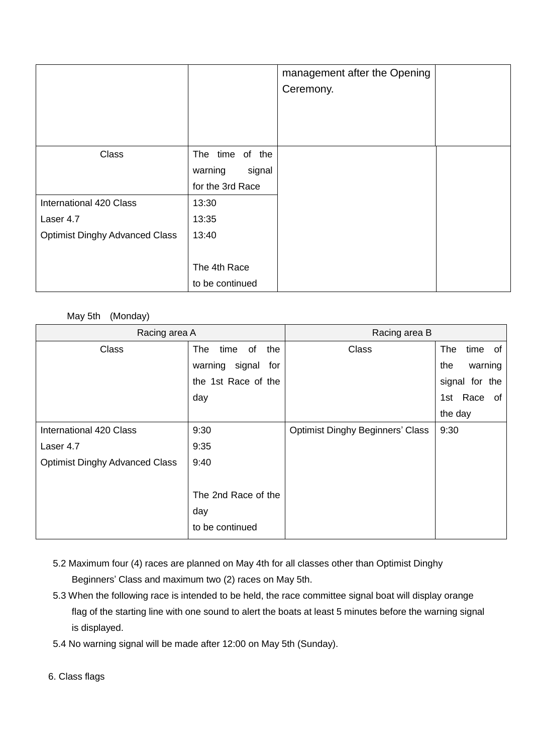| | | | |
|---|---|---|---|
| | | management after the Opening Ceremony. | |
| Class | The time of the warning signal for the 3rd Race | | |
| International 420 Class<br>Laser 4.7<br>Optimist Dinghy Advanced Class | 13:30<br>13:35<br>13:40<br><br>The 4th Race<br>to be continued | | |

May 5th (Monday)

| Racing area A | | Racing area B | |
|---|---|---|---|
| Class | The time of the warning signal for the 1st Race of the day | Class | The time of the warning signal for the 1st Race of the day |
| International 420 Class<br>Laser 4.7<br>Optimist Dinghy Advanced Class | 9:30<br>9:35<br>9:40<br><br>The 2nd Race of the day<br>to be continued | Optimist Dinghy Beginners' Class | 9:30 |

5.2 Maximum four (4) races are planned on May 4th for all classes other than Optimist Dinghy Beginners' Class and maximum two (2) races on May 5th.

5.3 When the following race is intended to be held, the race committee signal boat will display orange flag of the starting line with one sound to alert the boats at least 5 minutes before the warning signal is displayed.

5.4 No warning signal will be made after 12:00 on May 5th (Sunday).

6. Class flags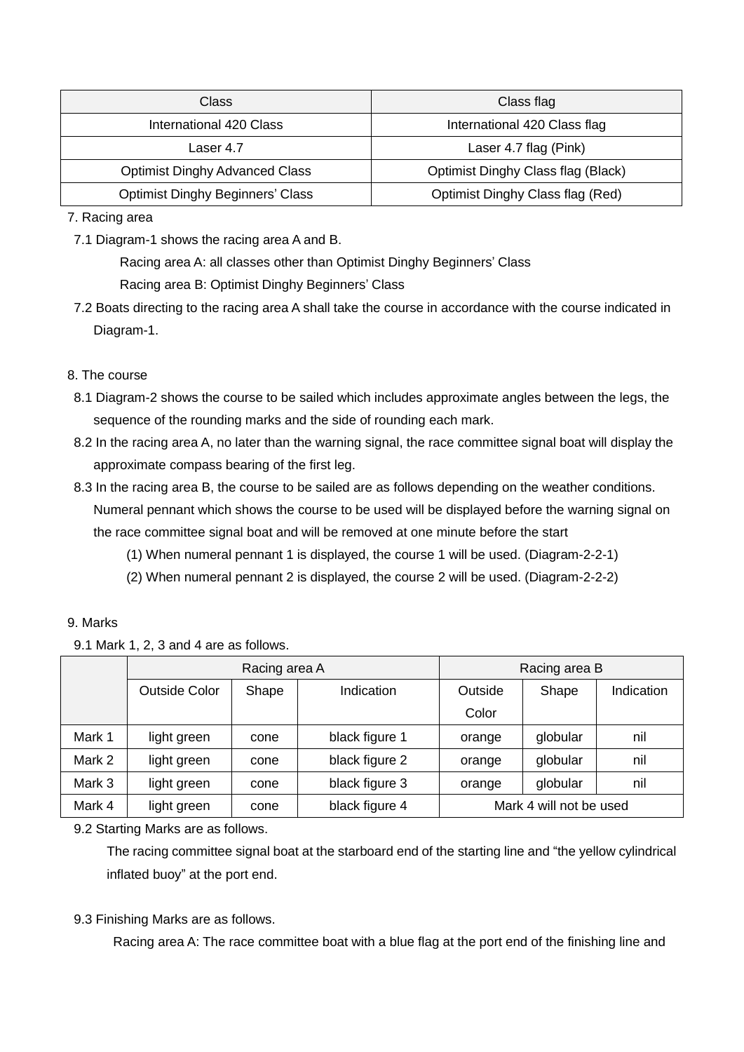| Class | Class flag |
| --- | --- |
| International 420 Class | International 420 Class flag |
| Laser 4.7 | Laser 4.7 flag (Pink) |
| Optimist Dinghy Advanced Class | Optimist Dinghy Class flag (Black) |
| Optimist Dinghy Beginners' Class | Optimist Dinghy Class flag (Red) |

7. Racing area

7.1 Diagram-1 shows the racing area A and B.

Racing area A: all classes other than Optimist Dinghy Beginners' Class

Racing area B: Optimist Dinghy Beginners' Class

7.2 Boats directing to the racing area A shall take the course in accordance with the course indicated in Diagram-1.

8. The course

8.1 Diagram-2 shows the course to be sailed which includes approximate angles between the legs, the sequence of the rounding marks and the side of rounding each mark.

8.2 In the racing area A, no later than the warning signal, the race committee signal boat will display the approximate compass bearing of the first leg.

8.3 In the racing area B, the course to be sailed are as follows depending on the weather conditions. Numeral pennant which shows the course to be used will be displayed before the warning signal on the race committee signal boat and will be removed at one minute before the start

(1) When numeral pennant 1 is displayed, the course 1 will be used. (Diagram-2-2-1)

(2) When numeral pennant 2 is displayed, the course 2 will be used. (Diagram-2-2-2)

9. Marks

9.1 Mark 1, 2, 3 and 4 are as follows.

| | Racing area A | | | Racing area B | | |
| --- | --- | --- | --- | --- | --- | --- |
| | Outside Color | Shape | Indication | Outside Color | Shape | Indication |
| Mark 1 | light green | cone | black figure 1 | orange | globular | nil |
| Mark 2 | light green | cone | black figure 2 | orange | globular | nil |
| Mark 3 | light green | cone | black figure 3 | orange | globular | nil |
| Mark 4 | light green | cone | black figure 4 | Mark 4 will not be used | | |

9.2 Starting Marks are as follows.

The racing committee signal boat at the starboard end of the starting line and "the yellow cylindrical inflated buoy" at the port end.

9.3 Finishing Marks are as follows.

Racing area A: The race committee boat with a blue flag at the port end of the finishing line and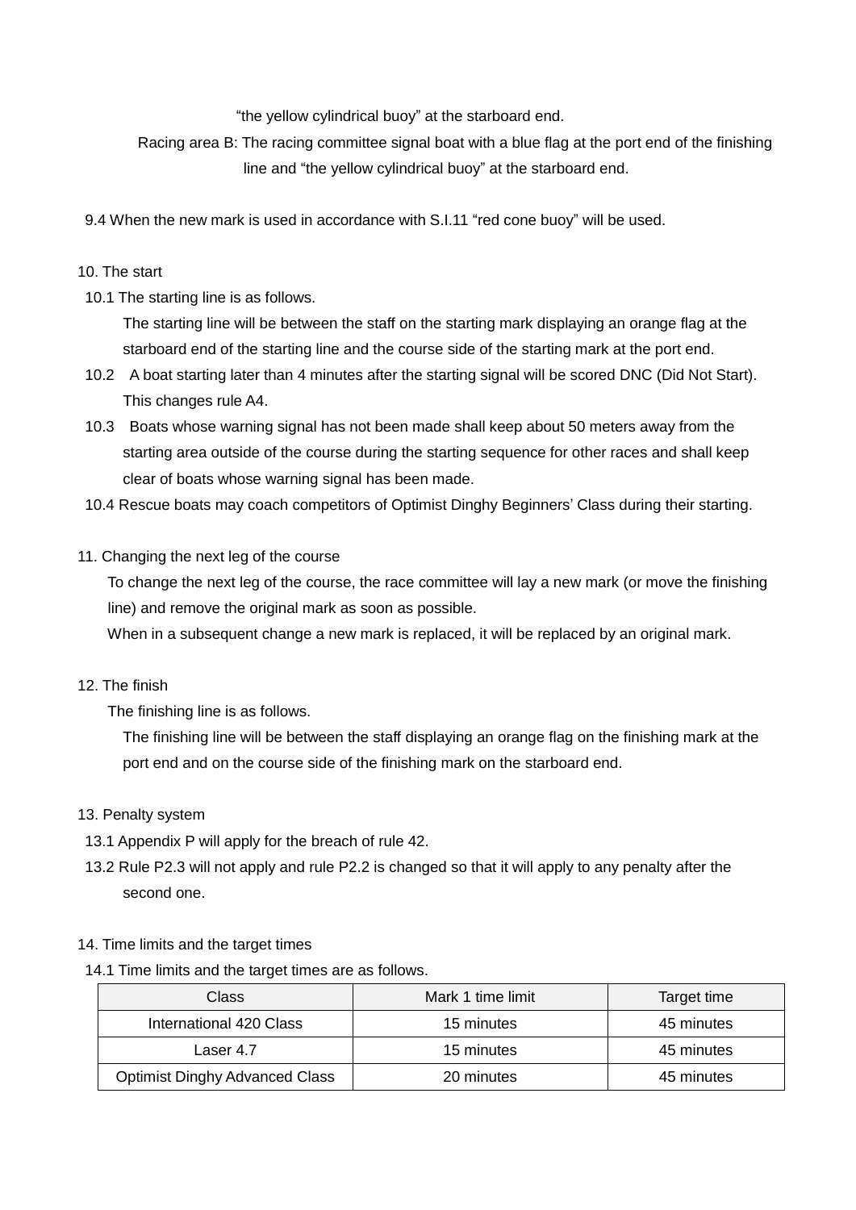"the yellow cylindrical buoy" at the starboard end.

Racing area B: The racing committee signal boat with a blue flag at the port end of the finishing line and "the yellow cylindrical buoy" at the starboard end.

9.4 When the new mark is used in accordance with S.I.11 "red cone buoy" will be used.

10. The start

10.1 The starting line is as follows.

The starting line will be between the staff on the starting mark displaying an orange flag at the starboard end of the starting line and the course side of the starting mark at the port end.

10.2 A boat starting later than 4 minutes after the starting signal will be scored DNC (Did Not Start). This changes rule A4.

10.3 Boats whose warning signal has not been made shall keep about 50 meters away from the starting area outside of the course during the starting sequence for other races and shall keep clear of boats whose warning signal has been made.

10.4 Rescue boats may coach competitors of Optimist Dinghy Beginners' Class during their starting.

11. Changing the next leg of the course

To change the next leg of the course, the race committee will lay a new mark (or move the finishing line) and remove the original mark as soon as possible.

When in a subsequent change a new mark is replaced, it will be replaced by an original mark.

12. The finish

The finishing line is as follows.

The finishing line will be between the staff displaying an orange flag on the finishing mark at the port end and on the course side of the finishing mark on the starboard end.

13. Penalty system

13.1 Appendix P will apply for the breach of rule 42.

13.2 Rule P2.3 will not apply and rule P2.2 is changed so that it will apply to any penalty after the second one.

14. Time limits and the target times

14.1 Time limits and the target times are as follows.

| Class | Mark 1 time limit | Target time |
|---|---|---|
| International 420 Class | 15 minutes | 45 minutes |
| Laser 4.7 | 15 minutes | 45 minutes |
| Optimist Dinghy Advanced Class | 20 minutes | 45 minutes |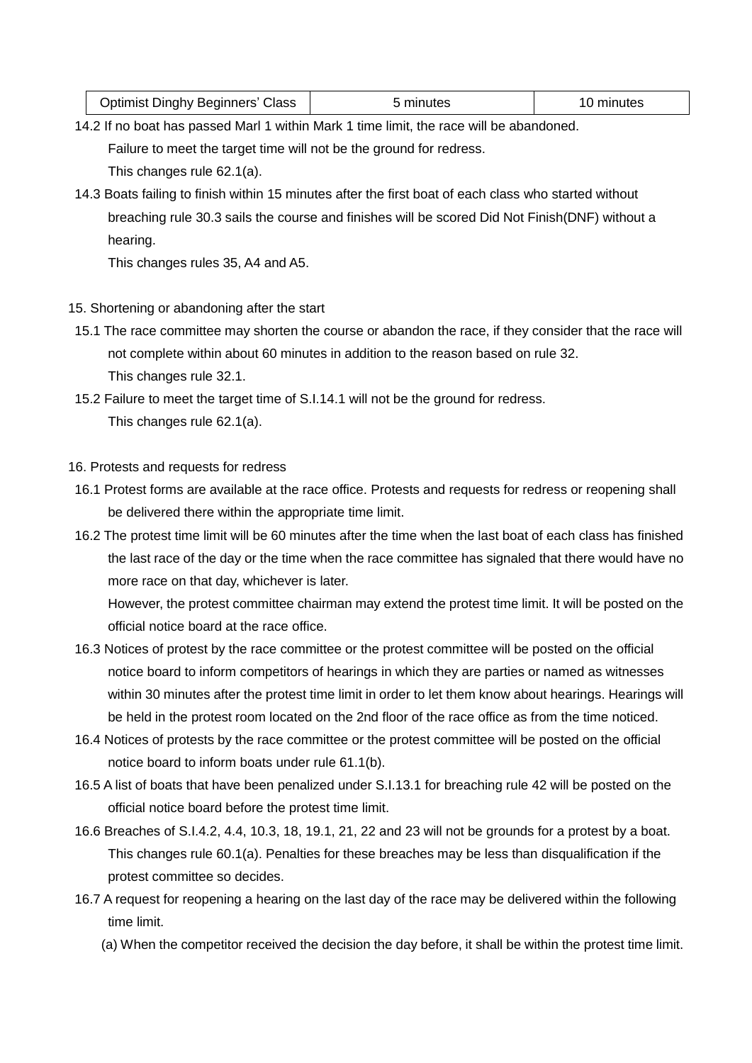| | | |
|---|---|---|
| Optimist Dinghy Beginners' Class | 5 minutes | 10 minutes |

14.2 If no boat has passed Marl 1 within Mark 1 time limit, the race will be abandoned.
Failure to meet the target time will not be the ground for redress.
This changes rule 62.1(a).

14.3 Boats failing to finish within 15 minutes after the first boat of each class who started without breaching rule 30.3 sails the course and finishes will be scored Did Not Finish(DNF) without a hearing.
This changes rules 35, A4 and A5.

15. Shortening or abandoning after the start

15.1 The race committee may shorten the course or abandon the race, if they consider that the race will not complete within about 60 minutes in addition to the reason based on rule 32.
This changes rule 32.1.

15.2 Failure to meet the target time of S.I.14.1 will not be the ground for redress.
This changes rule 62.1(a).

16. Protests and requests for redress

16.1 Protest forms are available at the race office. Protests and requests for redress or reopening shall be delivered there within the appropriate time limit.

16.2 The protest time limit will be 60 minutes after the time when the last boat of each class has finished the last race of the day or the time when the race committee has signaled that there would have no more race on that day, whichever is later.
However, the protest committee chairman may extend the protest time limit. It will be posted on the official notice board at the race office.

16.3 Notices of protest by the race committee or the protest committee will be posted on the official notice board to inform competitors of hearings in which they are parties or named as witnesses within 30 minutes after the protest time limit in order to let them know about hearings. Hearings will be held in the protest room located on the 2nd floor of the race office as from the time noticed.

16.4 Notices of protests by the race committee or the protest committee will be posted on the official notice board to inform boats under rule 61.1(b).

16.5 A list of boats that have been penalized under S.I.13.1 for breaching rule 42 will be posted on the official notice board before the protest time limit.

16.6 Breaches of S.I.4.2, 4.4, 10.3, 18, 19.1, 21, 22 and 23 will not be grounds for a protest by a boat. This changes rule 60.1(a). Penalties for these breaches may be less than disqualification if the protest committee so decides.

16.7 A request for reopening a hearing on the last day of the race may be delivered within the following time limit.

(a) When the competitor received the decision the day before, it shall be within the protest time limit.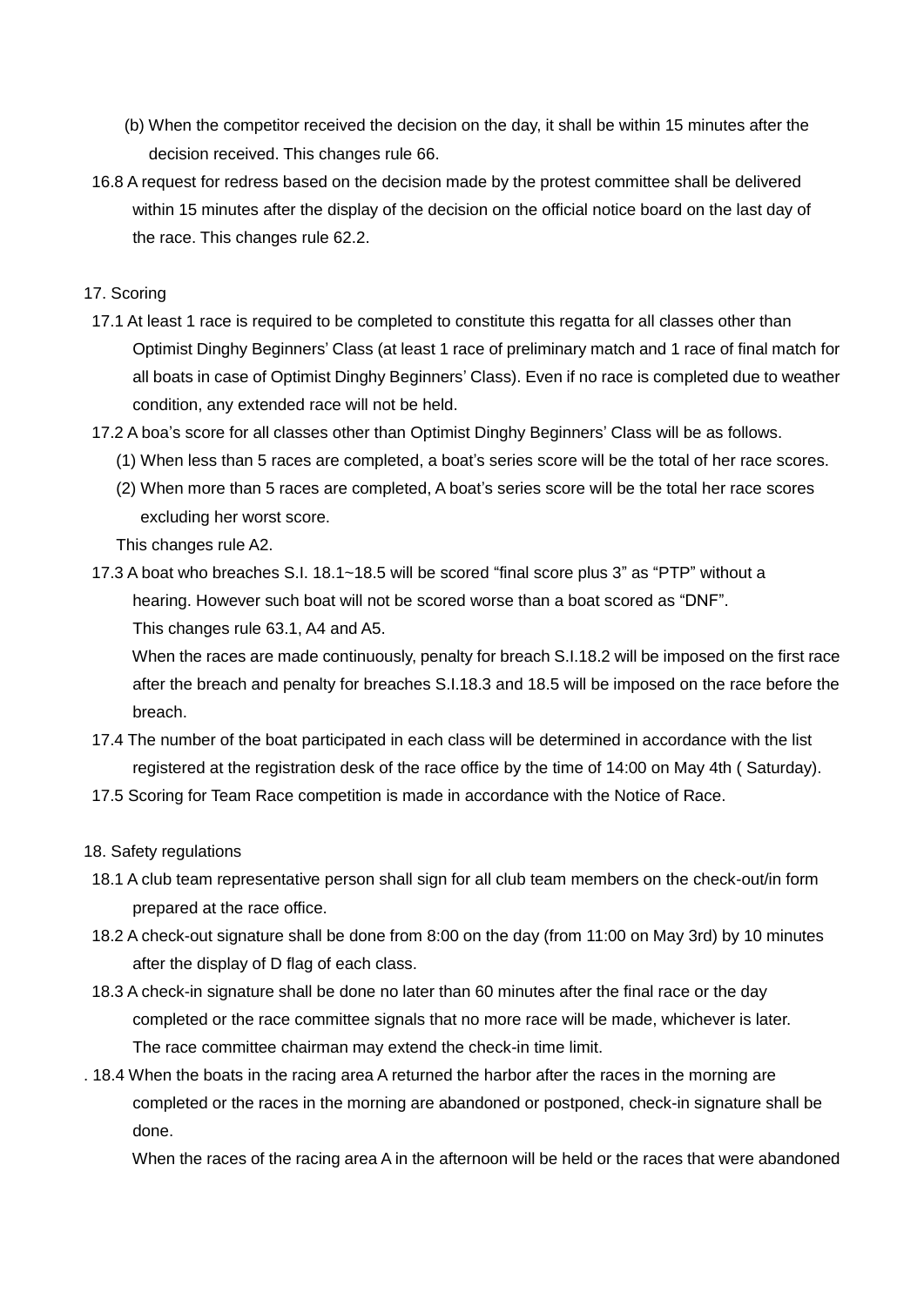(b) When the competitor received the decision on the day, it shall be within 15 minutes after the decision received. This changes rule 66.

16.8 A request for redress based on the decision made by the protest committee shall be delivered within 15 minutes after the display of the decision on the official notice board on the last day of the race. This changes rule 62.2.

17. Scoring

17.1 At least 1 race is required to be completed to constitute this regatta for all classes other than Optimist Dinghy Beginners' Class (at least 1 race of preliminary match and 1 race of final match for all boats in case of Optimist Dinghy Beginners' Class). Even if no race is completed due to weather condition, any extended race will not be held.

17.2 A boa's score for all classes other than Optimist Dinghy Beginners' Class will be as follows.

(1) When less than 5 races are completed, a boat's series score will be the total of her race scores.

(2) When more than 5 races are completed, A boat's series score will be the total her race scores excluding her worst score.

This changes rule A2.

17.3 A boat who breaches S.I. 18.1~18.5 will be scored "final score plus 3" as "PTP" without a hearing. However such boat will not be scored worse than a boat scored as "DNF".

This changes rule 63.1, A4 and A5.

When the races are made continuously, penalty for breach S.I.18.2 will be imposed on the first race after the breach and penalty for breaches S.I.18.3 and 18.5 will be imposed on the race before the breach.

17.4 The number of the boat participated in each class will be determined in accordance with the list registered at the registration desk of the race office by the time of 14:00 on May 4th ( Saturday).

17.5 Scoring for Team Race competition is made in accordance with the Notice of Race.

18. Safety regulations

18.1 A club team representative person shall sign for all club team members on the check-out/in form prepared at the race office.

18.2 A check-out signature shall be done from 8:00 on the day (from 11:00 on May 3rd) by 10 minutes after the display of D flag of each class.

18.3 A check-in signature shall be done no later than 60 minutes after the final race or the day completed or the race committee signals that no more race will be made, whichever is later.

The race committee chairman may extend the check-in time limit.

. 18.4 When the boats in the racing area A returned the harbor after the races in the morning are completed or the races in the morning are abandoned or postponed, check-in signature shall be done.

When the races of the racing area A in the afternoon will be held or the races that were abandoned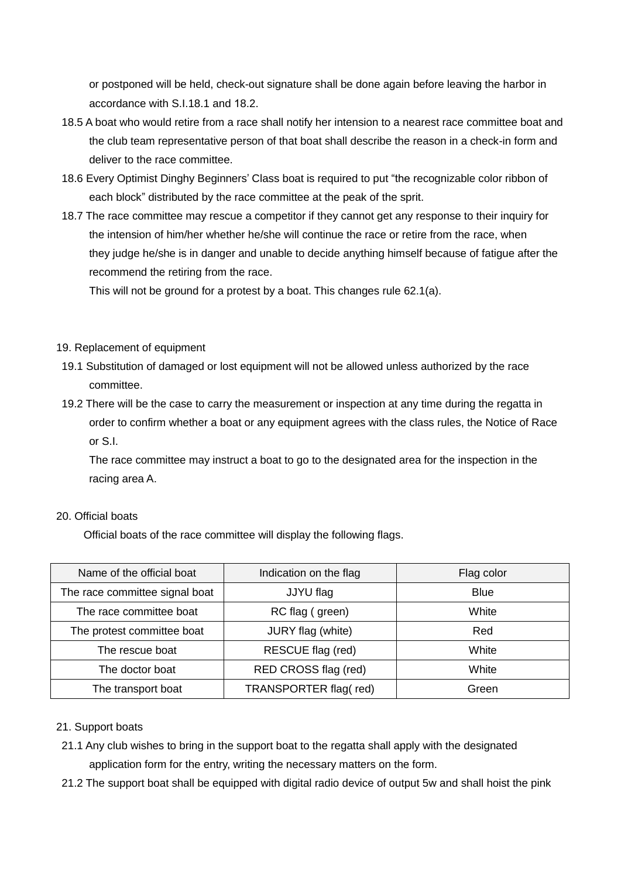or postponed will be held, check-out signature shall be done again before leaving the harbor in accordance with S.I.18.1 and 18.2.

18.5 A boat who would retire from a race shall notify her intension to a nearest race committee boat and the club team representative person of that boat shall describe the reason in a check-in form and deliver to the race committee.

18.6 Every Optimist Dinghy Beginners' Class boat is required to put "the recognizable color ribbon of each block" distributed by the race committee at the peak of the sprit.

18.7 The race committee may rescue a competitor if they cannot get any response to their inquiry for the intension of him/her whether he/she will continue the race or retire from the race, when they judge he/she is in danger and unable to decide anything himself because of fatigue after the recommend the retiring from the race.

This will not be ground for a protest by a boat. This changes rule 62.1(a).

19. Replacement of equipment

19.1 Substitution of damaged or lost equipment will not be allowed unless authorized by the race committee.

19.2 There will be the case to carry the measurement or inspection at any time during the regatta in order to confirm whether a boat or any equipment agrees with the class rules, the Notice of Race or S.I.

The race committee may instruct a boat to go to the designated area for the inspection in the racing area A.

20. Official boats

Official boats of the race committee will display the following flags.

| Name of the official boat | Indication on the flag | Flag color |
|---|---|---|
| The race committee signal boat | JJYU flag | Blue |
| The race committee boat | RC flag ( green) | White |
| The protest committee boat | JURY flag (white) | Red |
| The rescue boat | RESCUE flag (red) | White |
| The doctor boat | RED CROSS flag (red) | White |
| The transport boat | TRANSPORTER flag( red) | Green |

21. Support boats

21.1 Any club wishes to bring in the support boat to the regatta shall apply with the designated application form for the entry, writing the necessary matters on the form.

21.2 The support boat shall be equipped with digital radio device of output 5w and shall hoist the pink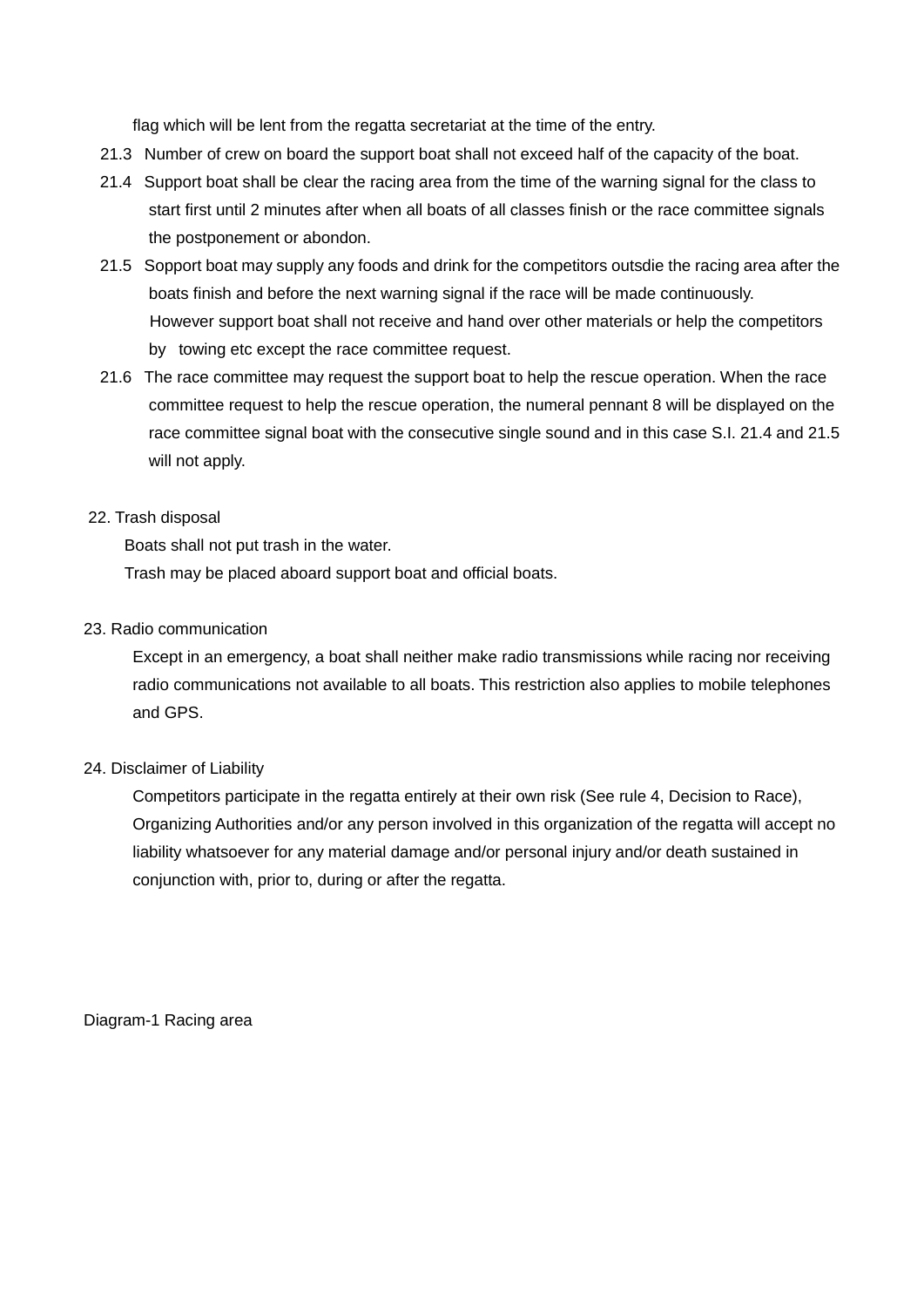flag which will be lent from the regatta secretariat at the time of the entry.

21.3 Number of crew on board the support boat shall not exceed half of the capacity of the boat.

21.4 Support boat shall be clear the racing area from the time of the warning signal for the class to start first until 2 minutes after when all boats of all classes finish or the race committee signals the postponement or abondon.

21.5 Sopport boat may supply any foods and drink for the competitors outsdie the racing area after the boats finish and before the next warning signal if the race will be made continuously. However support boat shall not receive and hand over other materials or help the competitors by towing etc except the race committee request.

21.6 The race committee may request the support boat to help the rescue operation. When the race committee request to help the rescue operation, the numeral pennant 8 will be displayed on the race committee signal boat with the consecutive single sound and in this case S.I. 21.4 and 21.5 will not apply.

## 22. Trash disposal

Boats shall not put trash in the water.

Trash may be placed aboard support boat and official boats.

## 23. Radio communication

Except in an emergency, a boat shall neither make radio transmissions while racing nor receiving radio communications not available to all boats. This restriction also applies to mobile telephones and GPS.

## 24. Disclaimer of Liability

Competitors participate in the regatta entirely at their own risk (See rule 4, Decision to Race), Organizing Authorities and/or any person involved in this organization of the regatta will accept no liability whatsoever for any material damage and/or personal injury and/or death sustained in conjunction with, prior to, during or after the regatta.

Diagram-1 Racing area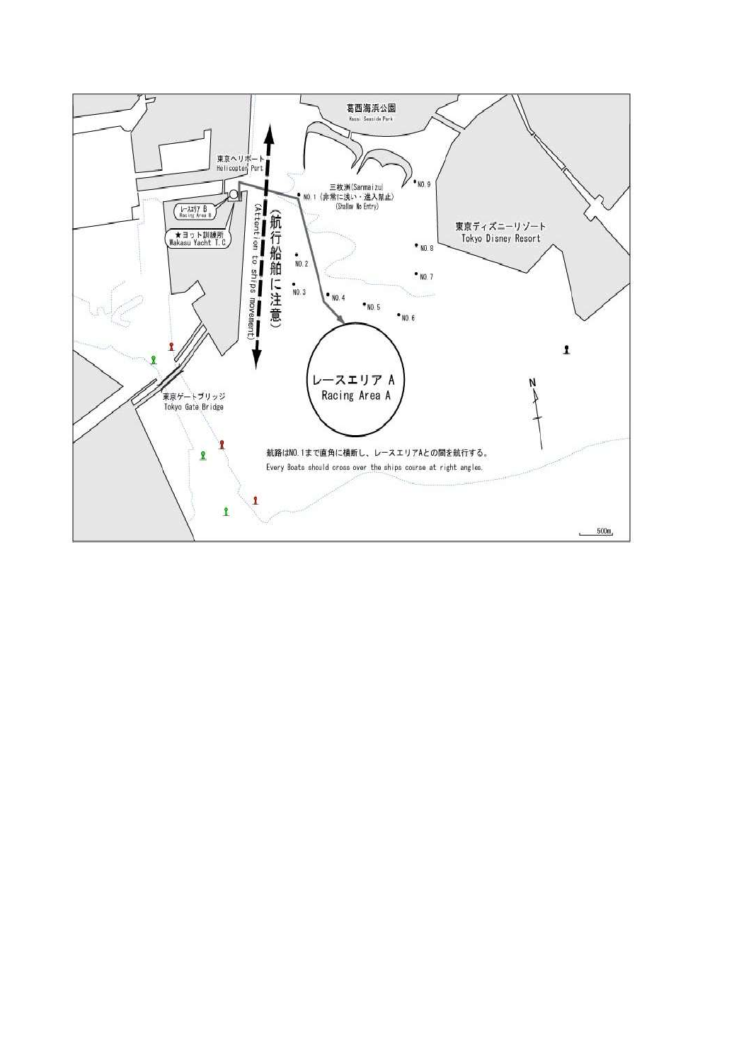葛西海浜公園
Kasai Seaside Park

東京ヘリポート
Helicopter Port

レースエリア B
Racing Area B

★ヨット訓練所
Wakasu Yacht T.C

（航行船舶に注意）
(Attention to ships movement)

三枚洲(Sanmaizu)
NO.1 (非常に浅い・進入禁止)
(Shallow No Entry)

NO.2
NO.3
NO.4
NO.5
NO.6
NO.7
NO.8
NO.9

東京ディズニーリゾート
Tokyo Disney Resort

レースエリア A
Racing Area A

東京ゲートブリッジ
Tokyo Gate Bridge

N

航路はNO.1まで直角に横断し、レースエリアAとの間を航行する。
Every Boats should cross over the ships course at right angles.

500m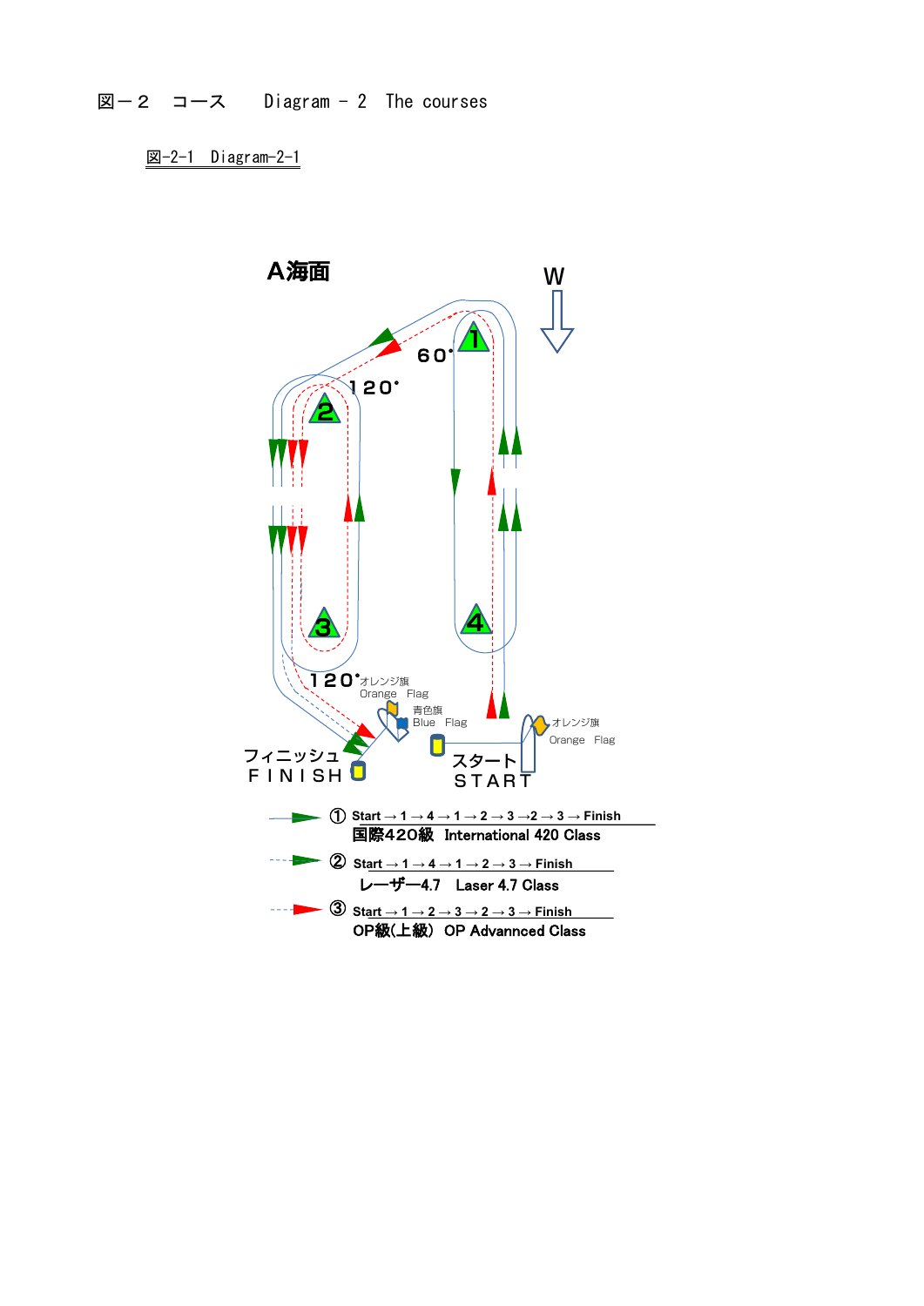図－２　コース　　Diagram - 2　The courses

図-2-1　Diagram-2-1

A海面

W

60°

120°

120°

オレンジ旗
Orange　Flag

青色旗
Blue　Flag

オレンジ旗
Orange　Flag

フィニッシュ
FINISH

スタート
START

① Start → 1 → 4 → 1 → 2 → 3 →2 → 3 → Finish
国際420級　International 420 Class

② Start → 1 → 4 → 1 → 2 → 3 → Finish
レーザー4.7　Laser 4.7 Class

③ Start → 1 → 2 → 3 → 2 → 3 → Finish
OP級(上級)　OP Advannced Class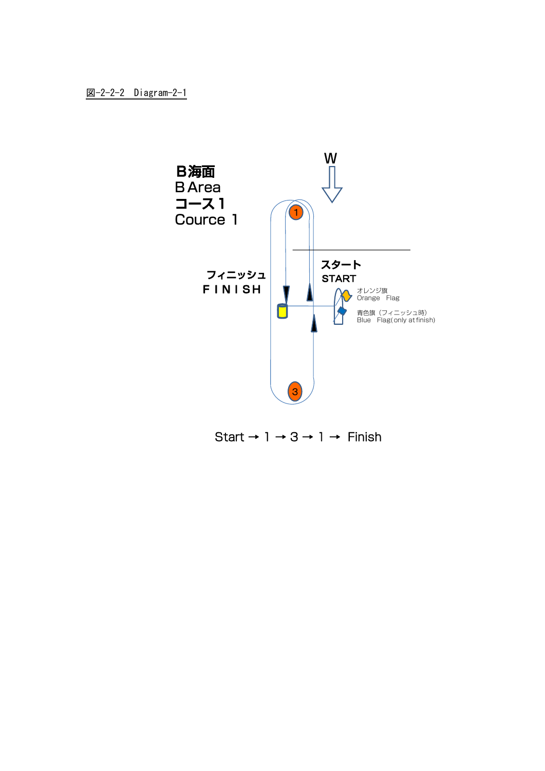図-2-2-2　Diagram-2-1

B海面
B Area
コース１
Cource 1

W

1

スタート
START

フィニッシュ
F I N I S H

オレンジ旗
Orange　Flag

青色旗（フィニッシュ時）
Blue　Flag(only at finish)

3

Start → 1 → 3 → 1 → Finish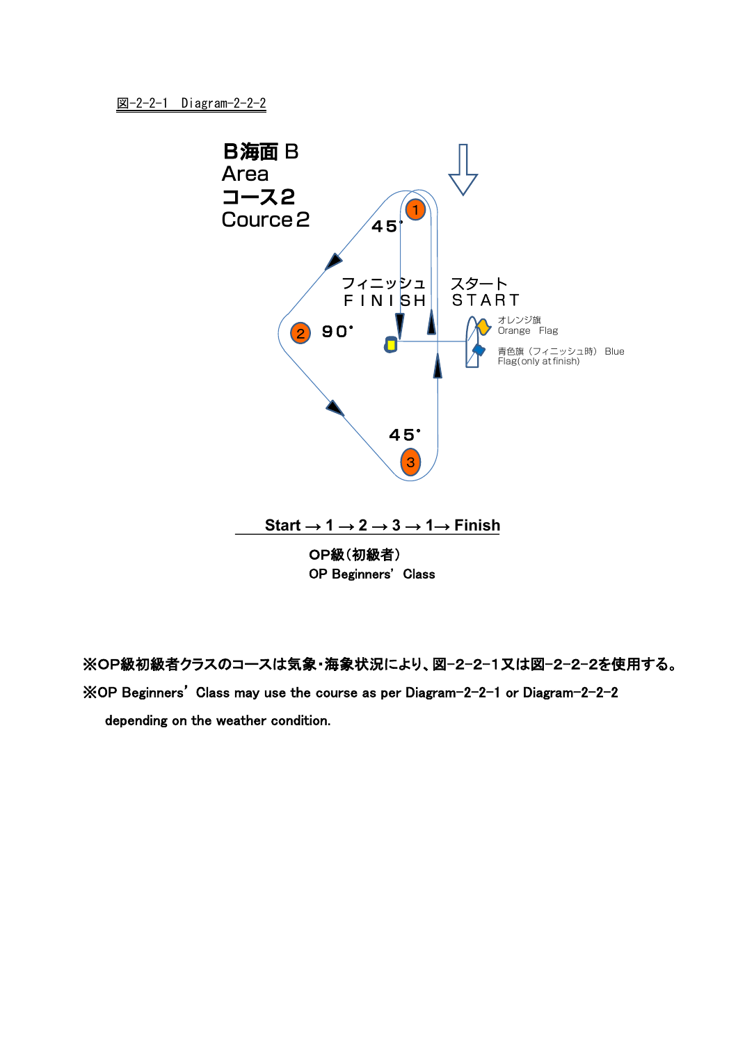図-2-2-1　Diagram-2-2-2

**B海面** B
Area
**コース2**
Cource2

1
45°
2
90°
3
45°

フィニッシュ
FINISH

スタート
START

オレンジ旗
Orange　Flag

青色旗（フィニッシュ時）　Blue
Flag(only at finish)

**Start → 1 → 2 → 3 → 1→ Finish**

**OP級（初級者）**
**OP Beginners' Class**

**※OP級初級者クラスのコースは気象・海象状況により、図-2-2-1又は図-2-2-2を使用する。**

**※OP Beginners' Class may use the course as per Diagram-2-2-1 or Diagram-2-2-2**
**depending on the weather condition.**